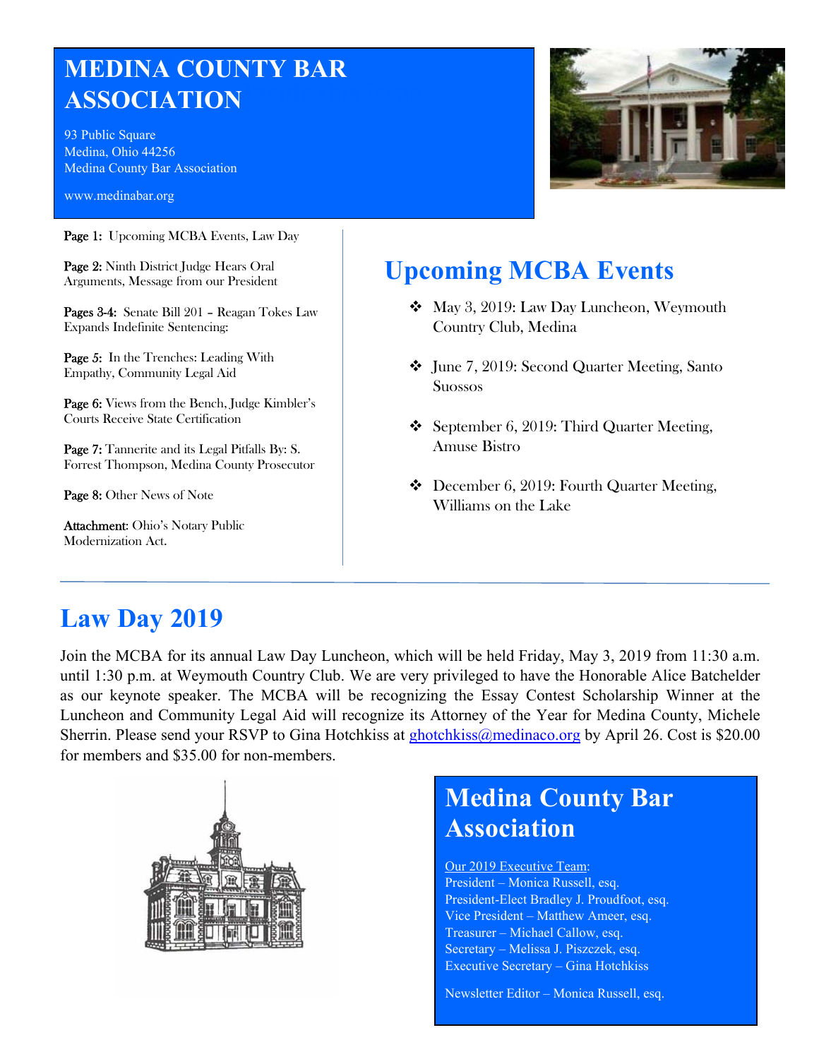# MEDINA COUNTY BAR ASSOCIATION

93 Public Square
Medina, Ohio 44256
Medina County Bar Association

www.medinabar.org

**Page 1:** Upcoming MCBA Events, Law Day

**Page 2:** Ninth District Judge Hears Oral Arguments, Message from our President

**Pages 3-4:** Senate Bill 201 – Reagan Tokes Law Expands Indefinite Sentencing:

**Page 5:** In the Trenches: Leading With Empathy, Community Legal Aid

**Page 6:** Views from the Bench, Judge Kimbler's Courts Receive State Certification

**Page 7:** Tannerite and its Legal Pitfalls By: S. Forrest Thompson, Medina County Prosecutor

**Page 8:** Other News of Note

**Attachment:** Ohio's Notary Public Modernization Act.

## Upcoming MCBA Events

- May 3, 2019: Law Day Luncheon, Weymouth Country Club, Medina
- June 7, 2019: Second Quarter Meeting, Santo Suossos
- September 6, 2019: Third Quarter Meeting, Amuse Bistro
- December 6, 2019: Fourth Quarter Meeting, Williams on the Lake

## Law Day 2019

Join the MCBA for its annual Law Day Luncheon, which will be held Friday, May 3, 2019 from 11:30 a.m. until 1:30 p.m. at Weymouth Country Club. We are very privileged to have the Honorable Alice Batchelder as our keynote speaker. The MCBA will be recognizing the Essay Contest Scholarship Winner at the Luncheon and Community Legal Aid will recognize its Attorney of the Year for Medina County, Michele Sherrin. Please send your RSVP to Gina Hotchkiss at ghotchkiss@medinaco.org by April 26. Cost is $20.00 for members and $35.00 for non-members.

## Medina County Bar Association

Our 2019 Executive Team:
President – Monica Russell, esq.
President-Elect Bradley J. Proudfoot, esq.
Vice President – Matthew Ameer, esq.
Treasurer – Michael Callow, esq.
Secretary – Melissa J. Piszczek, esq.
Executive Secretary – Gina Hotchkiss

Newsletter Editor – Monica Russell, esq.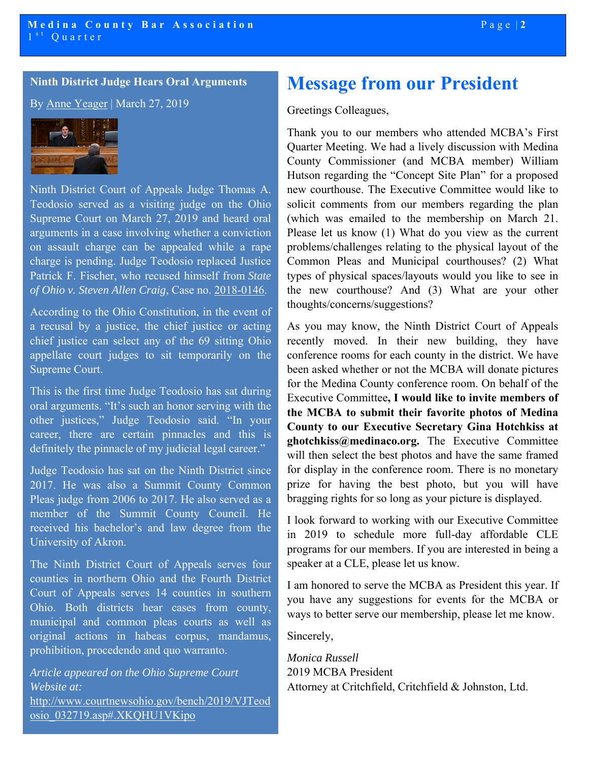## Ninth District Judge Hears Oral Arguments

By Anne Yeager | March 27, 2019

Ninth District Court of Appeals Judge Thomas A. Teodosio served as a visiting judge on the Ohio Supreme Court on March 27, 2019 and heard oral arguments in a case involving whether a conviction on assault charge can be appealed while a rape charge is pending. Judge Teodosio replaced Justice Patrick F. Fischer, who recused himself from *State of Ohio v. Steven Allen Craig*, Case no. 2018-0146.

According to the Ohio Constitution, in the event of a recusal by a justice, the chief justice or acting chief justice can select any of the 69 sitting Ohio appellate court judges to sit temporarily on the Supreme Court.

This is the first time Judge Teodosio has sat during oral arguments. "It's such an honor serving with the other justices," Judge Teodosio said. "In your career, there are certain pinnacles and this is definitely the pinnacle of my judicial legal career."

Judge Teodosio has sat on the Ninth District since 2017. He was also a Summit County Common Pleas judge from 2006 to 2017. He also served as a member of the Summit County Council. He received his bachelor's and law degree from the University of Akron.

The Ninth District Court of Appeals serves four counties in northern Ohio and the Fourth District Court of Appeals serves 14 counties in southern Ohio. Both districts hear cases from county, municipal and common pleas courts as well as original actions in habeas corpus, mandamus, prohibition, procedendo and quo warranto.

*Article appeared on the Ohio Supreme Court Website at:*
http://www.courtnewsohio.gov/bench/2019/VJTeodosio_032719.asp#.XKQHU1VKipo

# Message from our President

Greetings Colleagues,

Thank you to our members who attended MCBA's First Quarter Meeting. We had a lively discussion with Medina County Commissioner (and MCBA member) William Hutson regarding the "Concept Site Plan" for a proposed new courthouse. The Executive Committee would like to solicit comments from our members regarding the plan (which was emailed to the membership on March 21. Please let us know (1) What do you view as the current problems/challenges relating to the physical layout of the Common Pleas and Municipal courthouses? (2) What types of physical spaces/layouts would you like to see in the new courthouse? And (3) What are your other thoughts/concerns/suggestions?

As you may know, the Ninth District Court of Appeals recently moved. In their new building, they have conference rooms for each county in the district. We have been asked whether or not the MCBA will donate pictures for the Medina County conference room. On behalf of the Executive Committee**, I would like to invite members of the MCBA to submit their favorite photos of Medina County to our Executive Secretary Gina Hotchkiss at ghotchkiss@medinaco.org.** The Executive Committee will then select the best photos and have the same framed for display in the conference room. There is no monetary prize for having the best photo, but you will have bragging rights for so long as your picture is displayed.

I look forward to working with our Executive Committee in 2019 to schedule more full-day affordable CLE programs for our members. If you are interested in being a speaker at a CLE, please let us know.

I am honored to serve the MCBA as President this year. If you have any suggestions for events for the MCBA or ways to better serve our membership, please let me know.

Sincerely,

*Monica Russell*
2019 MCBA President
Attorney at Critchfield, Critchfield & Johnston, Ltd.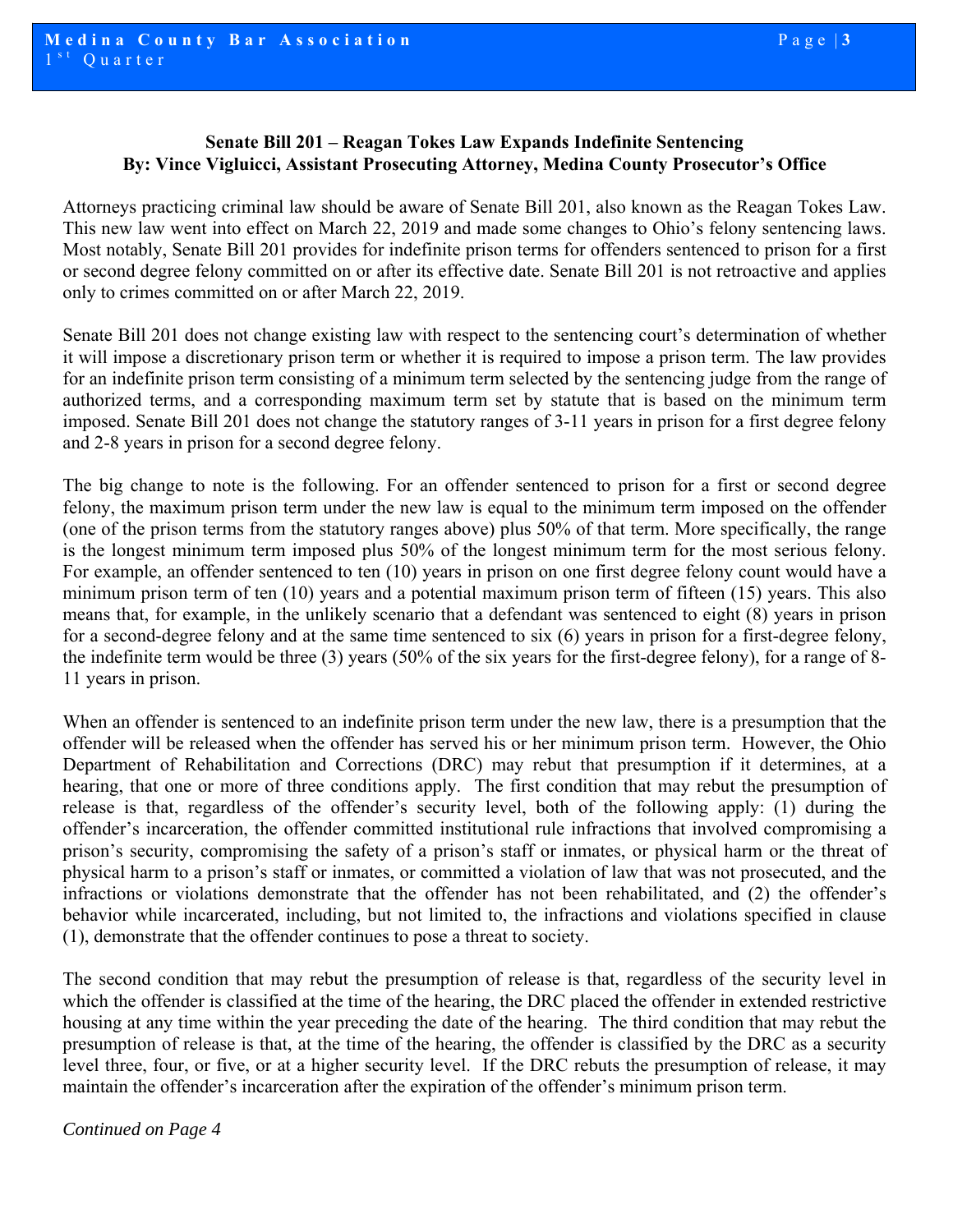**Senate Bill 201 – Reagan Tokes Law Expands Indefinite Sentencing**
**By: Vince Vigluicci, Assistant Prosecuting Attorney, Medina County Prosecutor's Office**

Attorneys practicing criminal law should be aware of Senate Bill 201, also known as the Reagan Tokes Law. This new law went into effect on March 22, 2019 and made some changes to Ohio's felony sentencing laws. Most notably, Senate Bill 201 provides for indefinite prison terms for offenders sentenced to prison for a first or second degree felony committed on or after its effective date. Senate Bill 201 is not retroactive and applies only to crimes committed on or after March 22, 2019.

Senate Bill 201 does not change existing law with respect to the sentencing court's determination of whether it will impose a discretionary prison term or whether it is required to impose a prison term. The law provides for an indefinite prison term consisting of a minimum term selected by the sentencing judge from the range of authorized terms, and a corresponding maximum term set by statute that is based on the minimum term imposed. Senate Bill 201 does not change the statutory ranges of 3-11 years in prison for a first degree felony and 2-8 years in prison for a second degree felony.

The big change to note is the following. For an offender sentenced to prison for a first or second degree felony, the maximum prison term under the new law is equal to the minimum term imposed on the offender (one of the prison terms from the statutory ranges above) plus 50% of that term. More specifically, the range is the longest minimum term imposed plus 50% of the longest minimum term for the most serious felony. For example, an offender sentenced to ten (10) years in prison on one first degree felony count would have a minimum prison term of ten (10) years and a potential maximum prison term of fifteen (15) years. This also means that, for example, in the unlikely scenario that a defendant was sentenced to eight (8) years in prison for a second-degree felony and at the same time sentenced to six (6) years in prison for a first-degree felony, the indefinite term would be three (3) years (50% of the six years for the first-degree felony), for a range of 8-11 years in prison.

When an offender is sentenced to an indefinite prison term under the new law, there is a presumption that the offender will be released when the offender has served his or her minimum prison term. However, the Ohio Department of Rehabilitation and Corrections (DRC) may rebut that presumption if it determines, at a hearing, that one or more of three conditions apply. The first condition that may rebut the presumption of release is that, regardless of the offender's security level, both of the following apply: (1) during the offender's incarceration, the offender committed institutional rule infractions that involved compromising a prison's security, compromising the safety of a prison's staff or inmates, or physical harm or the threat of physical harm to a prison's staff or inmates, or committed a violation of law that was not prosecuted, and the infractions or violations demonstrate that the offender has not been rehabilitated, and (2) the offender's behavior while incarcerated, including, but not limited to, the infractions and violations specified in clause (1), demonstrate that the offender continues to pose a threat to society.

The second condition that may rebut the presumption of release is that, regardless of the security level in which the offender is classified at the time of the hearing, the DRC placed the offender in extended restrictive housing at any time within the year preceding the date of the hearing. The third condition that may rebut the presumption of release is that, at the time of the hearing, the offender is classified by the DRC as a security level three, four, or five, or at a higher security level. If the DRC rebuts the presumption of release, it may maintain the offender's incarceration after the expiration of the offender's minimum prison term.

*Continued on Page 4*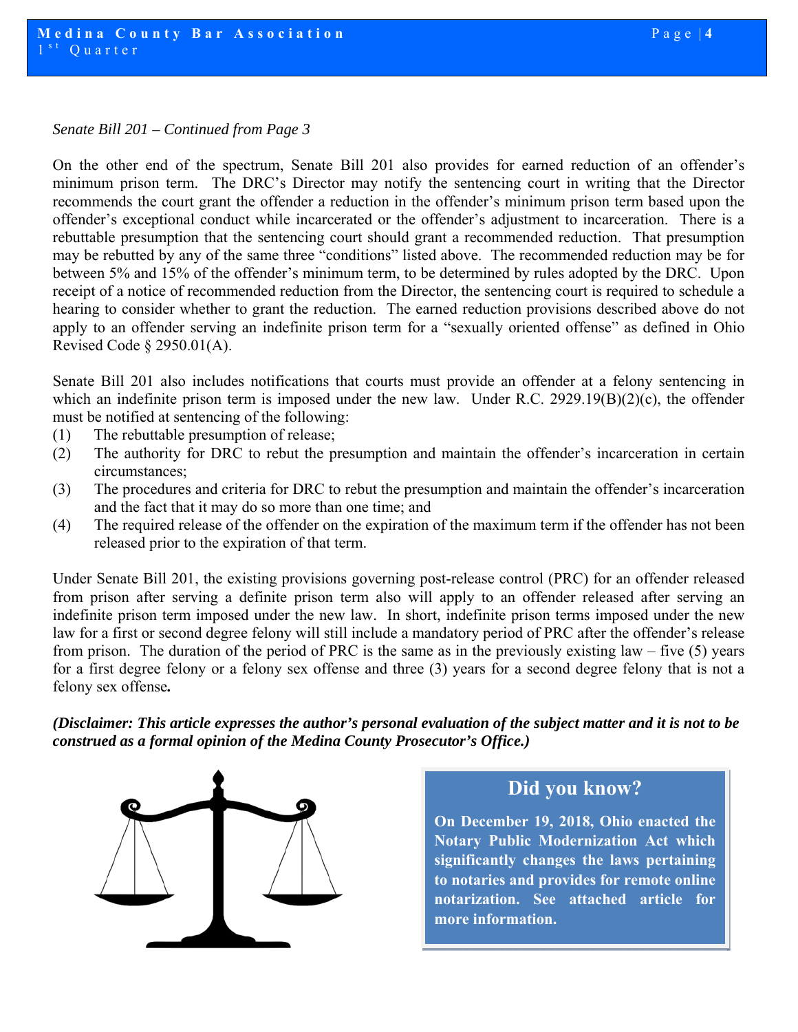*Senate Bill 201 – Continued from Page 3*

On the other end of the spectrum, Senate Bill 201 also provides for earned reduction of an offender's minimum prison term. The DRC's Director may notify the sentencing court in writing that the Director recommends the court grant the offender a reduction in the offender's minimum prison term based upon the offender's exceptional conduct while incarcerated or the offender's adjustment to incarceration. There is a rebuttable presumption that the sentencing court should grant a recommended reduction. That presumption may be rebutted by any of the same three "conditions" listed above. The recommended reduction may be for between 5% and 15% of the offender's minimum term, to be determined by rules adopted by the DRC. Upon receipt of a notice of recommended reduction from the Director, the sentencing court is required to schedule a hearing to consider whether to grant the reduction. The earned reduction provisions described above do not apply to an offender serving an indefinite prison term for a "sexually oriented offense" as defined in Ohio Revised Code § 2950.01(A).

Senate Bill 201 also includes notifications that courts must provide an offender at a felony sentencing in which an indefinite prison term is imposed under the new law. Under R.C. 2929.19(B)(2)(c), the offender must be notified at sentencing of the following:

(1) The rebuttable presumption of release;
(2) The authority for DRC to rebut the presumption and maintain the offender's incarceration in certain circumstances;
(3) The procedures and criteria for DRC to rebut the presumption and maintain the offender's incarceration and the fact that it may do so more than one time; and
(4) The required release of the offender on the expiration of the maximum term if the offender has not been released prior to the expiration of that term.

Under Senate Bill 201, the existing provisions governing post-release control (PRC) for an offender released from prison after serving a definite prison term also will apply to an offender released after serving an indefinite prison term imposed under the new law. In short, indefinite prison terms imposed under the new law for a first or second degree felony will still include a mandatory period of PRC after the offender's release from prison. The duration of the period of PRC is the same as in the previously existing law – five (5) years for a first degree felony or a felony sex offense and three (3) years for a second degree felony that is not a felony sex offense**.**

***(Disclaimer: This article expresses the author's personal evaluation of the subject matter and it is not to be construed as a formal opinion of the Medina County Prosecutor's Office.)***

## Did you know?

**On December 19, 2018, Ohio enacted the Notary Public Modernization Act which significantly changes the laws pertaining to notaries and provides for remote online notarization. See attached article for more information.**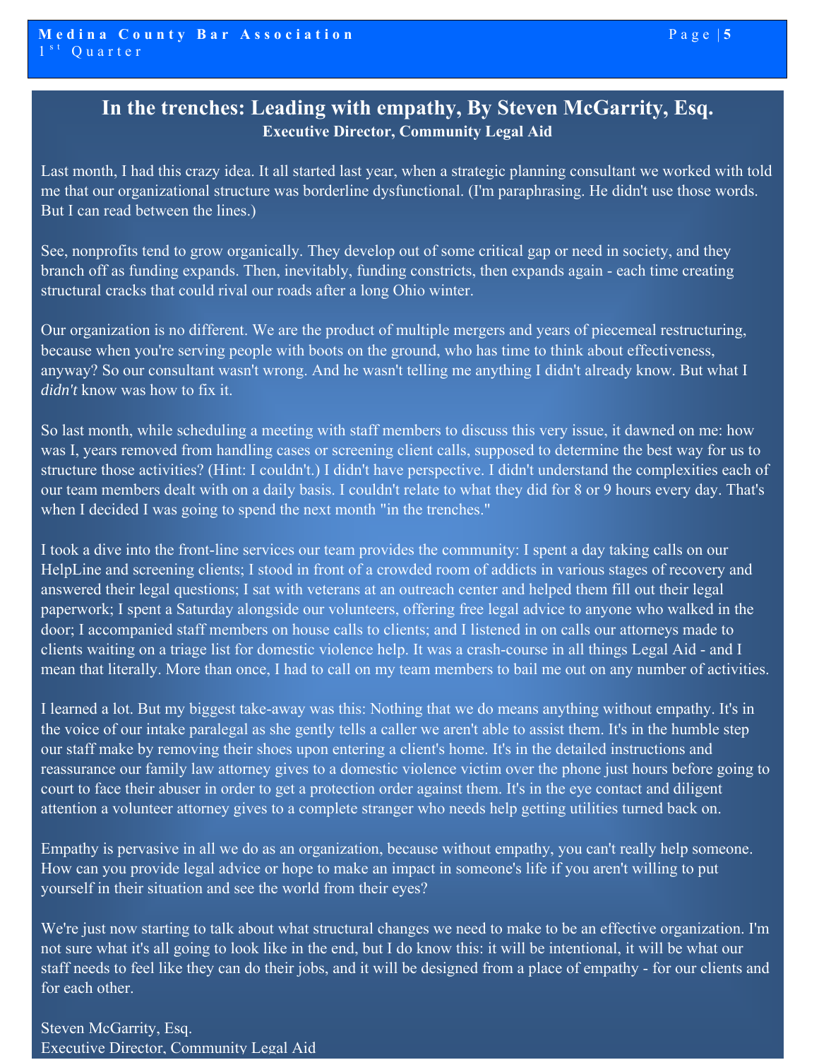## In the trenches: Leading with empathy, By Steven McGarrity, Esq.

**Executive Director, Community Legal Aid**

Last month, I had this crazy idea. It all started last year, when a strategic planning consultant we worked with told me that our organizational structure was borderline dysfunctional. (I'm paraphrasing. He didn't use those words. But I can read between the lines.)

See, nonprofits tend to grow organically. They develop out of some critical gap or need in society, and they branch off as funding expands. Then, inevitably, funding constricts, then expands again - each time creating structural cracks that could rival our roads after a long Ohio winter.

Our organization is no different. We are the product of multiple mergers and years of piecemeal restructuring, because when you're serving people with boots on the ground, who has time to think about effectiveness, anyway? So our consultant wasn't wrong. And he wasn't telling me anything I didn't already know. But what I *didn't* know was how to fix it.

So last month, while scheduling a meeting with staff members to discuss this very issue, it dawned on me: how was I, years removed from handling cases or screening client calls, supposed to determine the best way for us to structure those activities? (Hint: I couldn't.) I didn't have perspective. I didn't understand the complexities each of our team members dealt with on a daily basis. I couldn't relate to what they did for 8 or 9 hours every day. That's when I decided I was going to spend the next month "in the trenches."

I took a dive into the front-line services our team provides the community: I spent a day taking calls on our HelpLine and screening clients; I stood in front of a crowded room of addicts in various stages of recovery and answered their legal questions; I sat with veterans at an outreach center and helped them fill out their legal paperwork; I spent a Saturday alongside our volunteers, offering free legal advice to anyone who walked in the door; I accompanied staff members on house calls to clients; and I listened in on calls our attorneys made to clients waiting on a triage list for domestic violence help. It was a crash-course in all things Legal Aid - and I mean that literally. More than once, I had to call on my team members to bail me out on any number of activities.

I learned a lot. But my biggest take-away was this: Nothing that we do means anything without empathy. It's in the voice of our intake paralegal as she gently tells a caller we aren't able to assist them. It's in the humble step our staff make by removing their shoes upon entering a client's home. It's in the detailed instructions and reassurance our family law attorney gives to a domestic violence victim over the phone just hours before going to court to face their abuser in order to get a protection order against them. It's in the eye contact and diligent attention a volunteer attorney gives to a complete stranger who needs help getting utilities turned back on.

Empathy is pervasive in all we do as an organization, because without empathy, you can't really help someone. How can you provide legal advice or hope to make an impact in someone's life if you aren't willing to put yourself in their situation and see the world from their eyes?

We're just now starting to talk about what structural changes we need to make to be an effective organization. I'm not sure what it's all going to look like in the end, but I do know this: it will be intentional, it will be what our staff needs to feel like they can do their jobs, and it will be designed from a place of empathy - for our clients and for each other.

Steven McGarrity, Esq.
Executive Director, Community Legal Aid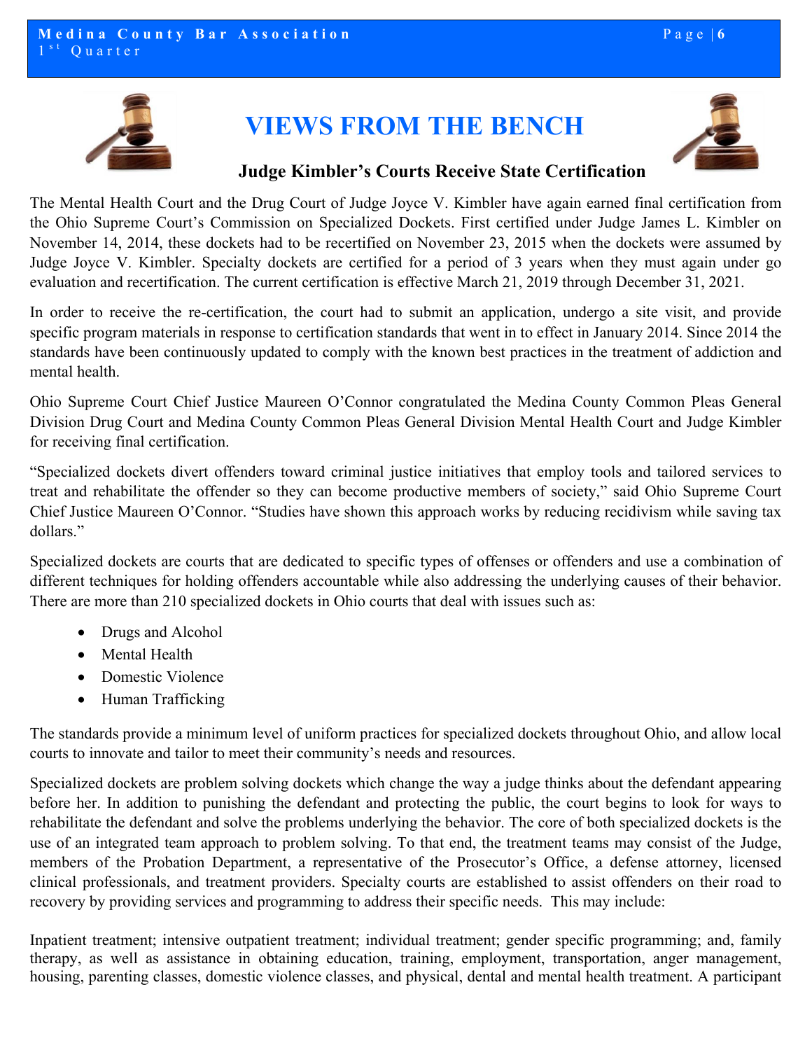# VIEWS FROM THE BENCH

## Judge Kimbler's Courts Receive State Certification

The Mental Health Court and the Drug Court of Judge Joyce V. Kimbler have again earned final certification from the Ohio Supreme Court's Commission on Specialized Dockets. First certified under Judge James L. Kimbler on November 14, 2014, these dockets had to be recertified on November 23, 2015 when the dockets were assumed by Judge Joyce V. Kimbler. Specialty dockets are certified for a period of 3 years when they must again under go evaluation and recertification. The current certification is effective March 21, 2019 through December 31, 2021.

In order to receive the re-certification, the court had to submit an application, undergo a site visit, and provide specific program materials in response to certification standards that went in to effect in January 2014. Since 2014 the standards have been continuously updated to comply with the known best practices in the treatment of addiction and mental health.

Ohio Supreme Court Chief Justice Maureen O'Connor congratulated the Medina County Common Pleas General Division Drug Court and Medina County Common Pleas General Division Mental Health Court and Judge Kimbler for receiving final certification.

"Specialized dockets divert offenders toward criminal justice initiatives that employ tools and tailored services to treat and rehabilitate the offender so they can become productive members of society," said Ohio Supreme Court Chief Justice Maureen O'Connor. "Studies have shown this approach works by reducing recidivism while saving tax dollars."

Specialized dockets are courts that are dedicated to specific types of offenses or offenders and use a combination of different techniques for holding offenders accountable while also addressing the underlying causes of their behavior. There are more than 210 specialized dockets in Ohio courts that deal with issues such as:

- Drugs and Alcohol
- Mental Health
- Domestic Violence
- Human Trafficking

The standards provide a minimum level of uniform practices for specialized dockets throughout Ohio, and allow local courts to innovate and tailor to meet their community's needs and resources.

Specialized dockets are problem solving dockets which change the way a judge thinks about the defendant appearing before her. In addition to punishing the defendant and protecting the public, the court begins to look for ways to rehabilitate the defendant and solve the problems underlying the behavior. The core of both specialized dockets is the use of an integrated team approach to problem solving. To that end, the treatment teams may consist of the Judge, members of the Probation Department, a representative of the Prosecutor's Office, a defense attorney, licensed clinical professionals, and treatment providers. Specialty courts are established to assist offenders on their road to recovery by providing services and programming to address their specific needs. This may include:

Inpatient treatment; intensive outpatient treatment; individual treatment; gender specific programming; and, family therapy, as well as assistance in obtaining education, training, employment, transportation, anger management, housing, parenting classes, domestic violence classes, and physical, dental and mental health treatment. A participant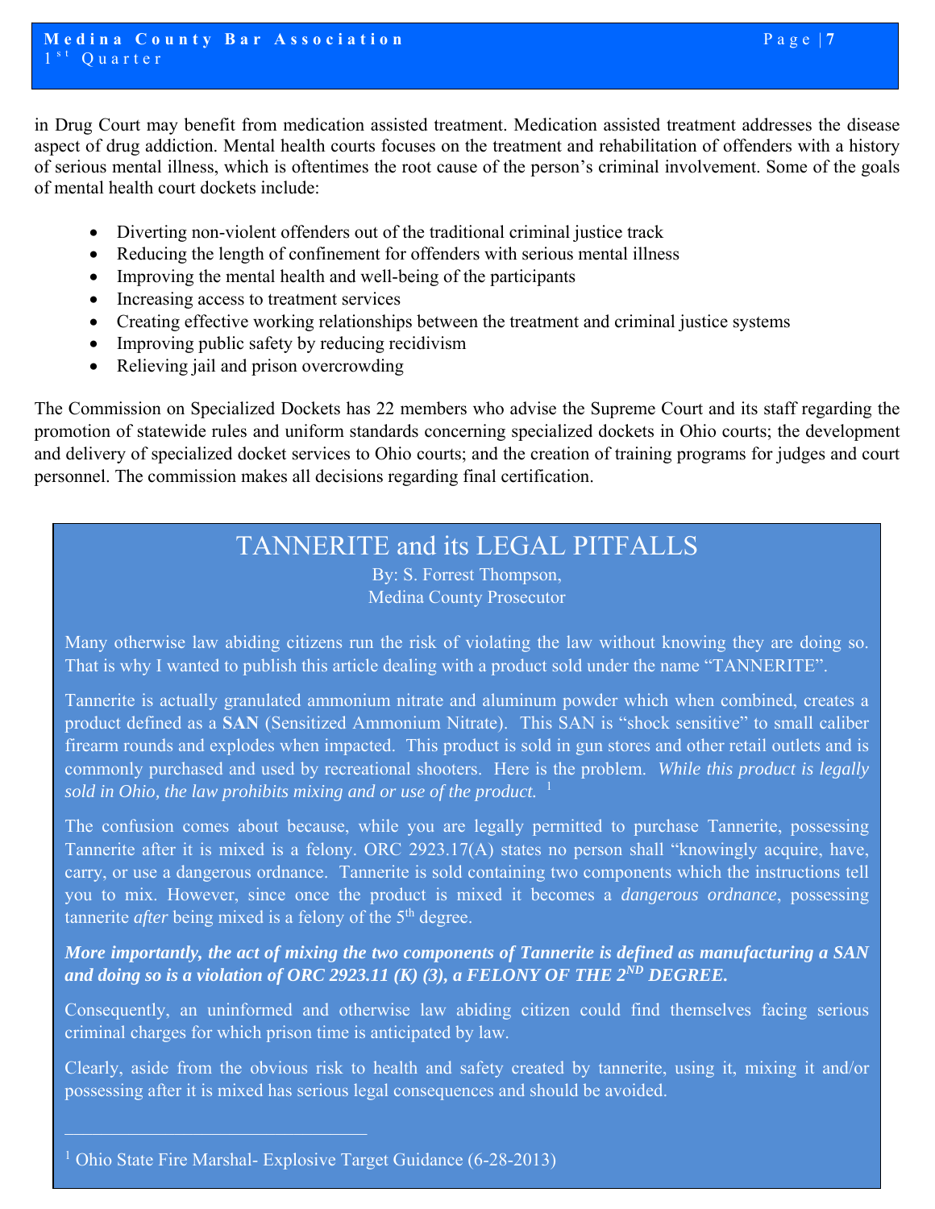in Drug Court may benefit from medication assisted treatment. Medication assisted treatment addresses the disease aspect of drug addiction. Mental health courts focuses on the treatment and rehabilitation of offenders with a history of serious mental illness, which is oftentimes the root cause of the person's criminal involvement. Some of the goals of mental health court dockets include:

- Diverting non-violent offenders out of the traditional criminal justice track
- Reducing the length of confinement for offenders with serious mental illness
- Improving the mental health and well-being of the participants
- Increasing access to treatment services
- Creating effective working relationships between the treatment and criminal justice systems
- Improving public safety by reducing recidivism
- Relieving jail and prison overcrowding

The Commission on Specialized Dockets has 22 members who advise the Supreme Court and its staff regarding the promotion of statewide rules and uniform standards concerning specialized dockets in Ohio courts; the development and delivery of specialized docket services to Ohio courts; and the creation of training programs for judges and court personnel. The commission makes all decisions regarding final certification.

## TANNERITE and its LEGAL PITFALLS

By: S. Forrest Thompson,
Medina County Prosecutor

Many otherwise law abiding citizens run the risk of violating the law without knowing they are doing so. That is why I wanted to publish this article dealing with a product sold under the name "TANNERITE".

Tannerite is actually granulated ammonium nitrate and aluminum powder which when combined, creates a product defined as a **SAN** (Sensitized Ammonium Nitrate). This SAN is "shock sensitive" to small caliber firearm rounds and explodes when impacted. This product is sold in gun stores and other retail outlets and is commonly purchased and used by recreational shooters. Here is the problem. *While this product is legally sold in Ohio, the law prohibits mixing and or use of the product.* [1]

The confusion comes about because, while you are legally permitted to purchase Tannerite, possessing Tannerite after it is mixed is a felony. ORC 2923.17(A) states no person shall "knowingly acquire, have, carry, or use a dangerous ordnance. Tannerite is sold containing two components which the instructions tell you to mix. However, since once the product is mixed it becomes a *dangerous ordnance*, possessing tannerite *after* being mixed is a felony of the 5th degree.

***More importantly, the act of mixing the two components of Tannerite is defined as manufacturing a SAN and doing so is a violation of ORC 2923.11 (K) (3), a FELONY OF THE 2ND DEGREE.***

Consequently, an uninformed and otherwise law abiding citizen could find themselves facing serious criminal charges for which prison time is anticipated by law.

Clearly, aside from the obvious risk to health and safety created by tannerite, using it, mixing it and/or possessing after it is mixed has serious legal consequences and should be avoided.

---

[1] Ohio State Fire Marshal- Explosive Target Guidance (6-28-2013)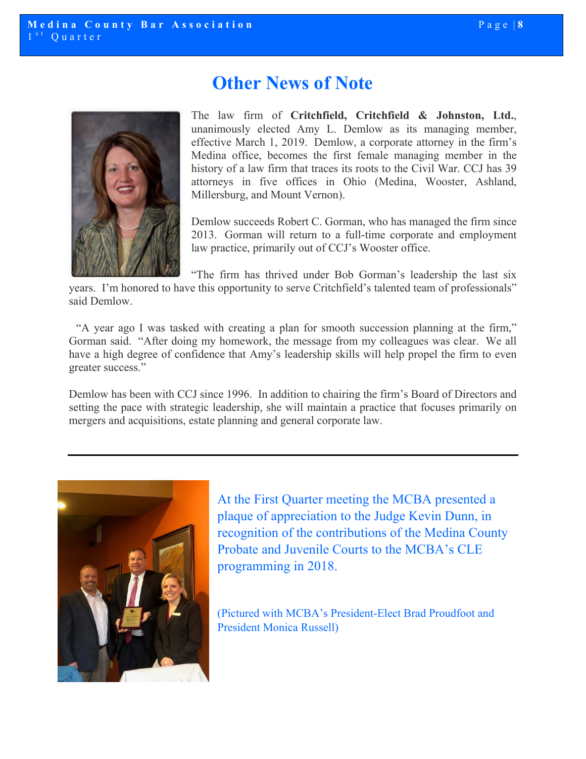# Other News of Note

The law firm of **Critchfield, Critchfield & Johnston, Ltd.**, unanimously elected Amy L. Demlow as its managing member, effective March 1, 2019. Demlow, a corporate attorney in the firm's Medina office, becomes the first female managing member in the history of a law firm that traces its roots to the Civil War. CCJ has 39 attorneys in five offices in Ohio (Medina, Wooster, Ashland, Millersburg, and Mount Vernon).

Demlow succeeds Robert C. Gorman, who has managed the firm since 2013. Gorman will return to a full-time corporate and employment law practice, primarily out of CCJ's Wooster office.

"The firm has thrived under Bob Gorman's leadership the last six years. I'm honored to have this opportunity to serve Critchfield's talented team of professionals" said Demlow.

"A year ago I was tasked with creating a plan for smooth succession planning at the firm," Gorman said. "After doing my homework, the message from my colleagues was clear. We all have a high degree of confidence that Amy's leadership skills will help propel the firm to even greater success."

Demlow has been with CCJ since 1996. In addition to chairing the firm's Board of Directors and setting the pace with strategic leadership, she will maintain a practice that focuses primarily on mergers and acquisitions, estate planning and general corporate law.

---

At the First Quarter meeting the MCBA presented a plaque of appreciation to the Judge Kevin Dunn, in recognition of the contributions of the Medina County Probate and Juvenile Courts to the MCBA's CLE programming in 2018.

(Pictured with MCBA's President-Elect Brad Proudfoot and President Monica Russell)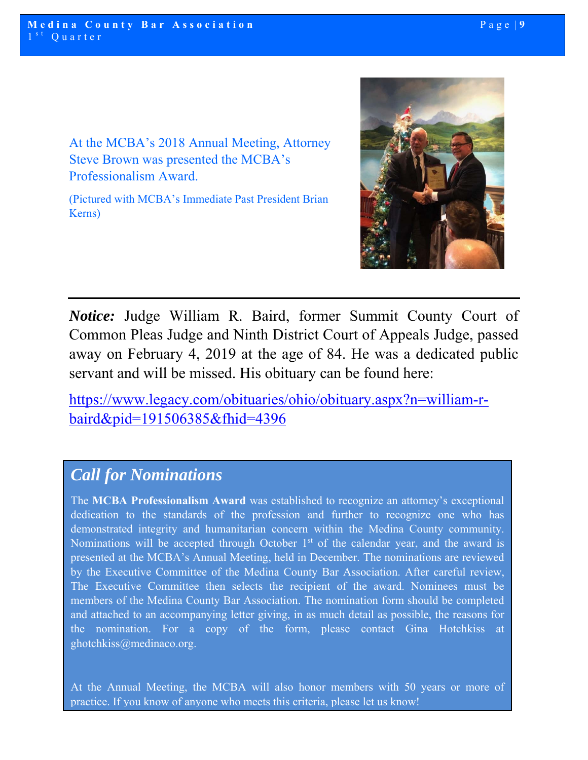At the MCBA's 2018 Annual Meeting, Attorney Steve Brown was presented the MCBA's Professionalism Award.

(Pictured with MCBA's Immediate Past President Brian Kerns)

---

***Notice:*** Judge William R. Baird, former Summit County Court of Common Pleas Judge and Ninth District Court of Appeals Judge, passed away on February 4, 2019 at the age of 84. He was a dedicated public servant and will be missed. His obituary can be found here:

https://www.legacy.com/obituaries/ohio/obituary.aspx?n=william-r-baird&pid=191506385&fhid=4396

## *Call for Nominations*

The **MCBA Professionalism Award** was established to recognize an attorney's exceptional dedication to the standards of the profession and further to recognize one who has demonstrated integrity and humanitarian concern within the Medina County community. Nominations will be accepted through October 1st of the calendar year, and the award is presented at the MCBA's Annual Meeting, held in December. The nominations are reviewed by the Executive Committee of the Medina County Bar Association. After careful review, The Executive Committee then selects the recipient of the award. Nominees must be members of the Medina County Bar Association. The nomination form should be completed and attached to an accompanying letter giving, in as much detail as possible, the reasons for the nomination. For a copy of the form, please contact Gina Hotchkiss at ghotchkiss@medinaco.org.

At the Annual Meeting, the MCBA will also honor members with 50 years or more of practice. If you know of anyone who meets this criteria, please let us know!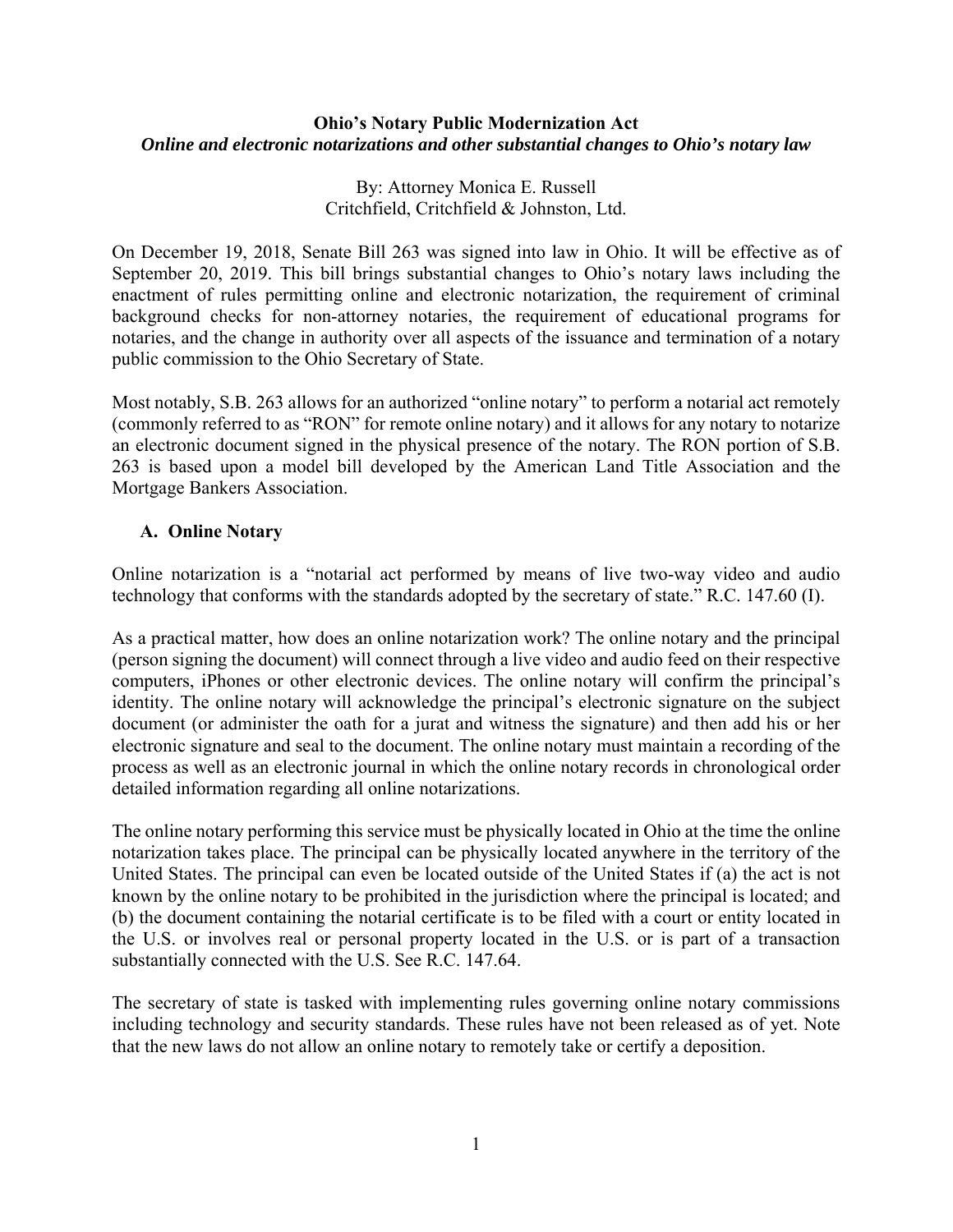**Ohio's Notary Public Modernization Act**

***Online and electronic notarizations and other substantial changes to Ohio's notary law***

By: Attorney Monica E. Russell
Critchfield, Critchfield & Johnston, Ltd.

On December 19, 2018, Senate Bill 263 was signed into law in Ohio. It will be effective as of September 20, 2019. This bill brings substantial changes to Ohio's notary laws including the enactment of rules permitting online and electronic notarization, the requirement of criminal background checks for non-attorney notaries, the requirement of educational programs for notaries, and the change in authority over all aspects of the issuance and termination of a notary public commission to the Ohio Secretary of State.

Most notably, S.B. 263 allows for an authorized "online notary" to perform a notarial act remotely (commonly referred to as "RON" for remote online notary) and it allows for any notary to notarize an electronic document signed in the physical presence of the notary. The RON portion of S.B. 263 is based upon a model bill developed by the American Land Title Association and the Mortgage Bankers Association.

## A. Online Notary

Online notarization is a "notarial act performed by means of live two-way video and audio technology that conforms with the standards adopted by the secretary of state." R.C. 147.60 (I).

As a practical matter, how does an online notarization work? The online notary and the principal (person signing the document) will connect through a live video and audio feed on their respective computers, iPhones or other electronic devices. The online notary will confirm the principal's identity. The online notary will acknowledge the principal's electronic signature on the subject document (or administer the oath for a jurat and witness the signature) and then add his or her electronic signature and seal to the document. The online notary must maintain a recording of the process as well as an electronic journal in which the online notary records in chronological order detailed information regarding all online notarizations.

The online notary performing this service must be physically located in Ohio at the time the online notarization takes place. The principal can be physically located anywhere in the territory of the United States. The principal can even be located outside of the United States if (a) the act is not known by the online notary to be prohibited in the jurisdiction where the principal is located; and (b) the document containing the notarial certificate is to be filed with a court or entity located in the U.S. or involves real or personal property located in the U.S. or is part of a transaction substantially connected with the U.S. See R.C. 147.64.

The secretary of state is tasked with implementing rules governing online notary commissions including technology and security standards. These rules have not been released as of yet. Note that the new laws do not allow an online notary to remotely take or certify a deposition.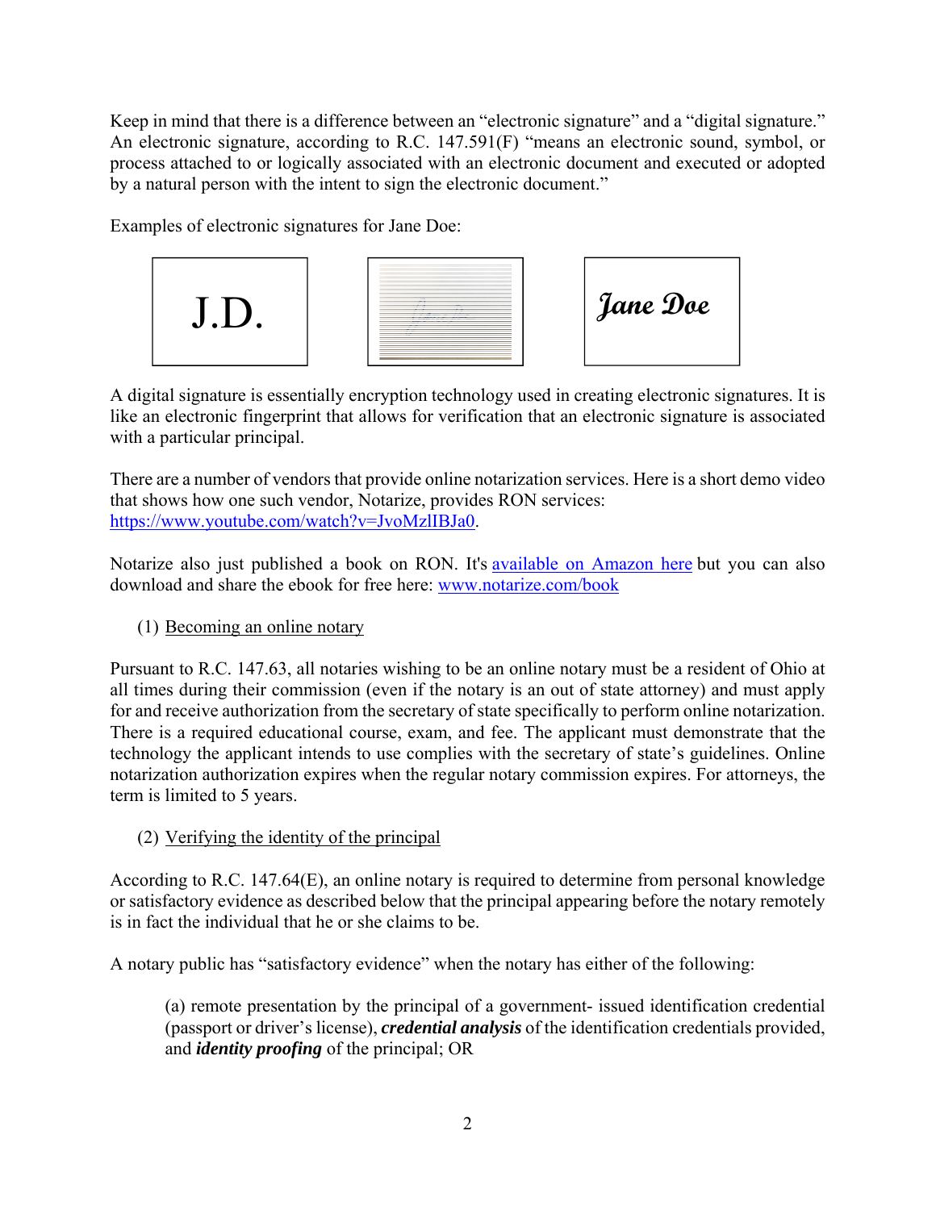Keep in mind that there is a difference between an "electronic signature" and a "digital signature." An electronic signature, according to R.C. 147.591(F) "means an electronic sound, symbol, or process attached to or logically associated with an electronic document and executed or adopted by a natural person with the intent to sign the electronic document."

Examples of electronic signatures for Jane Doe:

| J.D. | | Jane Doe |
|---|---|---|

A digital signature is essentially encryption technology used in creating electronic signatures. It is like an electronic fingerprint that allows for verification that an electronic signature is associated with a particular principal.

There are a number of vendors that provide online notarization services. Here is a short demo video that shows how one such vendor, Notarize, provides RON services: https://www.youtube.com/watch?v=JvoMzlIBJa0.

Notarize also just published a book on RON. It's available on Amazon here but you can also download and share the ebook for free here: www.notarize.com/book

(1) Becoming an online notary

Pursuant to R.C. 147.63, all notaries wishing to be an online notary must be a resident of Ohio at all times during their commission (even if the notary is an out of state attorney) and must apply for and receive authorization from the secretary of state specifically to perform online notarization. There is a required educational course, exam, and fee. The applicant must demonstrate that the technology the applicant intends to use complies with the secretary of state's guidelines. Online notarization authorization expires when the regular notary commission expires. For attorneys, the term is limited to 5 years.

(2) Verifying the identity of the principal

According to R.C. 147.64(E), an online notary is required to determine from personal knowledge or satisfactory evidence as described below that the principal appearing before the notary remotely is in fact the individual that he or she claims to be.

A notary public has "satisfactory evidence" when the notary has either of the following:

> (a) remote presentation by the principal of a government- issued identification credential (passport or driver's license), ***credential analysis*** of the identification credentials provided, and ***identity proofing*** of the principal; OR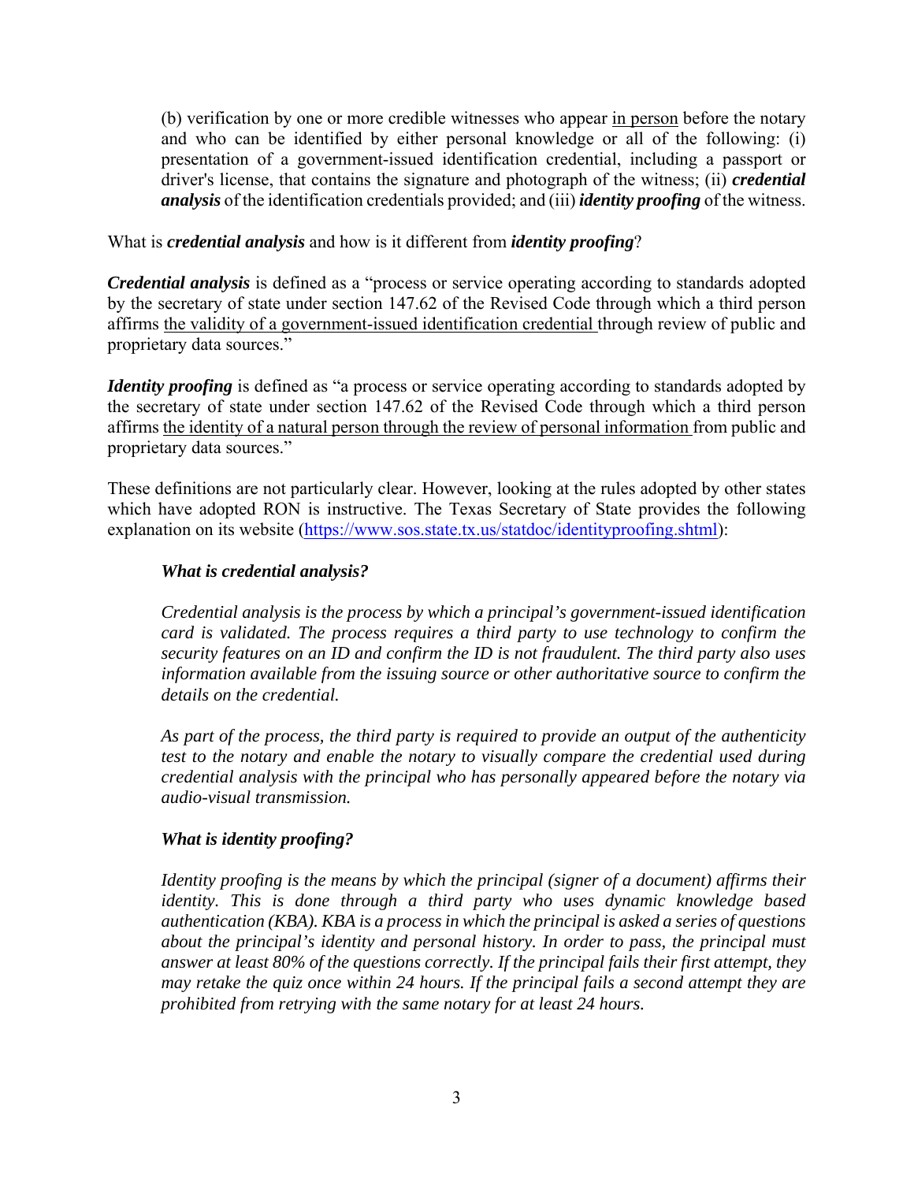> (b) verification by one or more credible witnesses who appear <u>in person</u> before the notary and who can be identified by either personal knowledge or all of the following: (i) presentation of a government-issued identification credential, including a passport or driver's license, that contains the signature and photograph of the witness; (ii) ***credential analysis*** of the identification credentials provided; and (iii) ***identity proofing*** of the witness.

What is ***credential analysis*** and how is it different from ***identity proofing***?

***Credential analysis*** is defined as a "process or service operating according to standards adopted by the secretary of state under section 147.62 of the Revised Code through which a third person affirms <u>the validity of a government-issued identification credential</u> through review of public and proprietary data sources."

***Identity proofing*** is defined as "a process or service operating according to standards adopted by the secretary of state under section 147.62 of the Revised Code through which a third person affirms <u>the identity of a natural person through the review of personal information</u> from public and proprietary data sources."

These definitions are not particularly clear. However, looking at the rules adopted by other states which have adopted RON is instructive. The Texas Secretary of State provides the following explanation on its website (https://www.sos.state.tx.us/statdoc/identityproofing.shtml):

> ***What is credential analysis?***
>
> *Credential analysis is the process by which a principal's government-issued identification card is validated. The process requires a third party to use technology to confirm the security features on an ID and confirm the ID is not fraudulent. The third party also uses information available from the issuing source or other authoritative source to confirm the details on the credential.*
>
> *As part of the process, the third party is required to provide an output of the authenticity test to the notary and enable the notary to visually compare the credential used during credential analysis with the principal who has personally appeared before the notary via audio-visual transmission.*
>
> ***What is identity proofing?***
>
> *Identity proofing is the means by which the principal (signer of a document) affirms their identity. This is done through a third party who uses dynamic knowledge based authentication (KBA). KBA is a process in which the principal is asked a series of questions about the principal's identity and personal history. In order to pass, the principal must answer at least 80% of the questions correctly. If the principal fails their first attempt, they may retake the quiz once within 24 hours. If the principal fails a second attempt they are prohibited from retrying with the same notary for at least 24 hours.*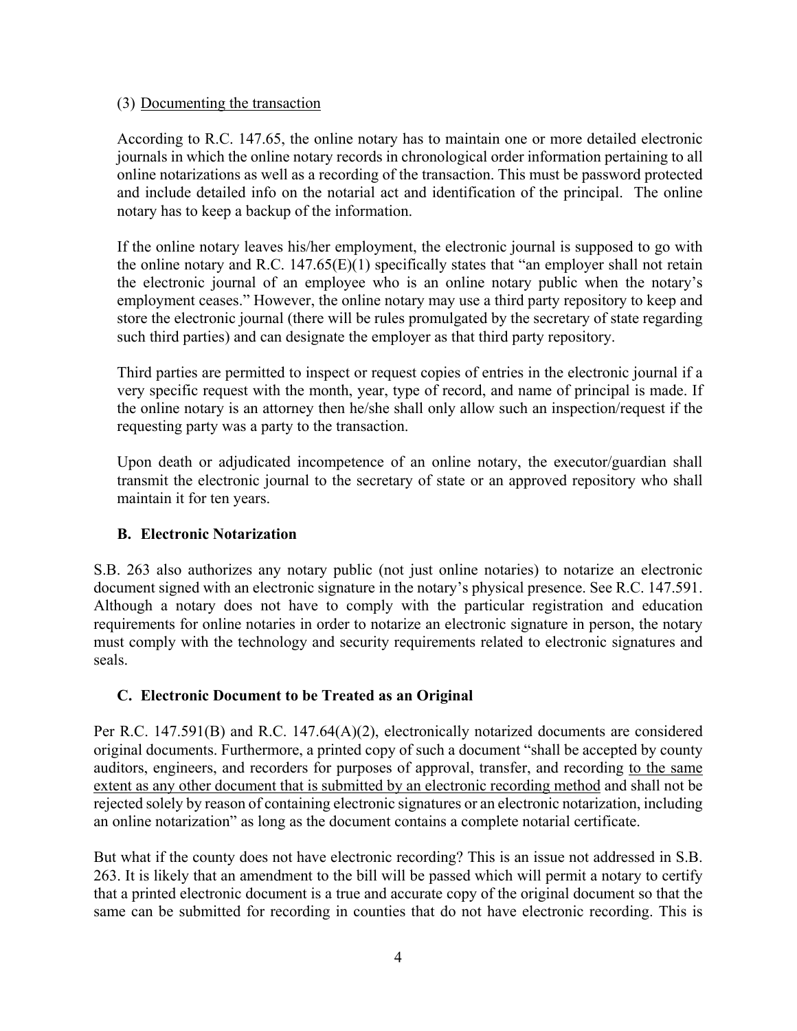(3) <u>Documenting the transaction</u>

According to R.C. 147.65, the online notary has to maintain one or more detailed electronic journals in which the online notary records in chronological order information pertaining to all online notarizations as well as a recording of the transaction. This must be password protected and include detailed info on the notarial act and identification of the principal. The online notary has to keep a backup of the information.

If the online notary leaves his/her employment, the electronic journal is supposed to go with the online notary and R.C. 147.65(E)(1) specifically states that "an employer shall not retain the electronic journal of an employee who is an online notary public when the notary's employment ceases." However, the online notary may use a third party repository to keep and store the electronic journal (there will be rules promulgated by the secretary of state regarding such third parties) and can designate the employer as that third party repository.

Third parties are permitted to inspect or request copies of entries in the electronic journal if a very specific request with the month, year, type of record, and name of principal is made. If the online notary is an attorney then he/she shall only allow such an inspection/request if the requesting party was a party to the transaction.

Upon death or adjudicated incompetence of an online notary, the executor/guardian shall transmit the electronic journal to the secretary of state or an approved repository who shall maintain it for ten years.

### B. Electronic Notarization

S.B. 263 also authorizes any notary public (not just online notaries) to notarize an electronic document signed with an electronic signature in the notary's physical presence. See R.C. 147.591. Although a notary does not have to comply with the particular registration and education requirements for online notaries in order to notarize an electronic signature in person, the notary must comply with the technology and security requirements related to electronic signatures and seals.

### C. Electronic Document to be Treated as an Original

Per R.C. 147.591(B) and R.C. 147.64(A)(2), electronically notarized documents are considered original documents. Furthermore, a printed copy of such a document "shall be accepted by county auditors, engineers, and recorders for purposes of approval, transfer, and recording <u>to the same extent as any other document that is submitted by an electronic recording method</u> and shall not be rejected solely by reason of containing electronic signatures or an electronic notarization, including an online notarization" as long as the document contains a complete notarial certificate.

But what if the county does not have electronic recording? This is an issue not addressed in S.B. 263. It is likely that an amendment to the bill will be passed which will permit a notary to certify that a printed electronic document is a true and accurate copy of the original document so that the same can be submitted for recording in counties that do not have electronic recording. This is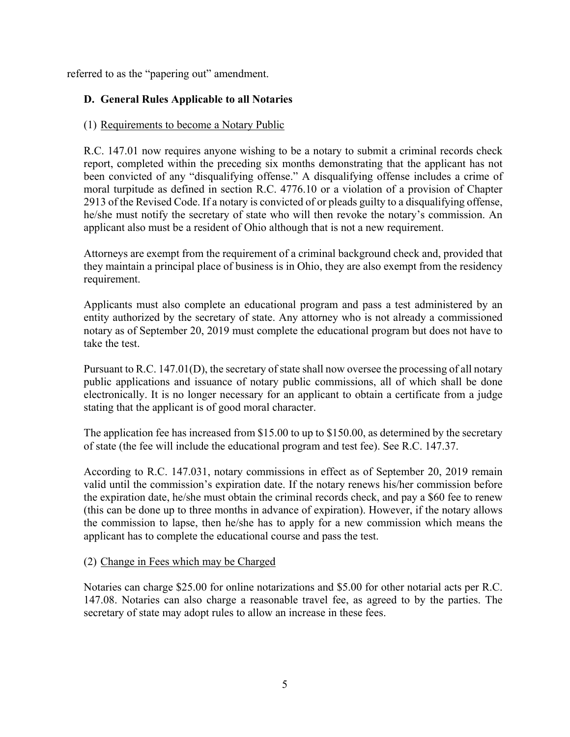referred to as the "papering out" amendment.

### D. General Rules Applicable to all Notaries

(1) Requirements to become a Notary Public

R.C. 147.01 now requires anyone wishing to be a notary to submit a criminal records check report, completed within the preceding six months demonstrating that the applicant has not been convicted of any "disqualifying offense." A disqualifying offense includes a crime of moral turpitude as defined in section R.C. 4776.10 or a violation of a provision of Chapter 2913 of the Revised Code. If a notary is convicted of or pleads guilty to a disqualifying offense, he/she must notify the secretary of state who will then revoke the notary's commission. An applicant also must be a resident of Ohio although that is not a new requirement.

Attorneys are exempt from the requirement of a criminal background check and, provided that they maintain a principal place of business is in Ohio, they are also exempt from the residency requirement.

Applicants must also complete an educational program and pass a test administered by an entity authorized by the secretary of state. Any attorney who is not already a commissioned notary as of September 20, 2019 must complete the educational program but does not have to take the test.

Pursuant to R.C. 147.01(D), the secretary of state shall now oversee the processing of all notary public applications and issuance of notary public commissions, all of which shall be done electronically. It is no longer necessary for an applicant to obtain a certificate from a judge stating that the applicant is of good moral character.

The application fee has increased from $15.00 to up to $150.00, as determined by the secretary of state (the fee will include the educational program and test fee). See R.C. 147.37.

According to R.C. 147.031, notary commissions in effect as of September 20, 2019 remain valid until the commission's expiration date. If the notary renews his/her commission before the expiration date, he/she must obtain the criminal records check, and pay a $60 fee to renew (this can be done up to three months in advance of expiration). However, if the notary allows the commission to lapse, then he/she has to apply for a new commission which means the applicant has to complete the educational course and pass the test.

(2) Change in Fees which may be Charged

Notaries can charge $25.00 for online notarizations and $5.00 for other notarial acts per R.C. 147.08. Notaries can also charge a reasonable travel fee, as agreed to by the parties. The secretary of state may adopt rules to allow an increase in these fees.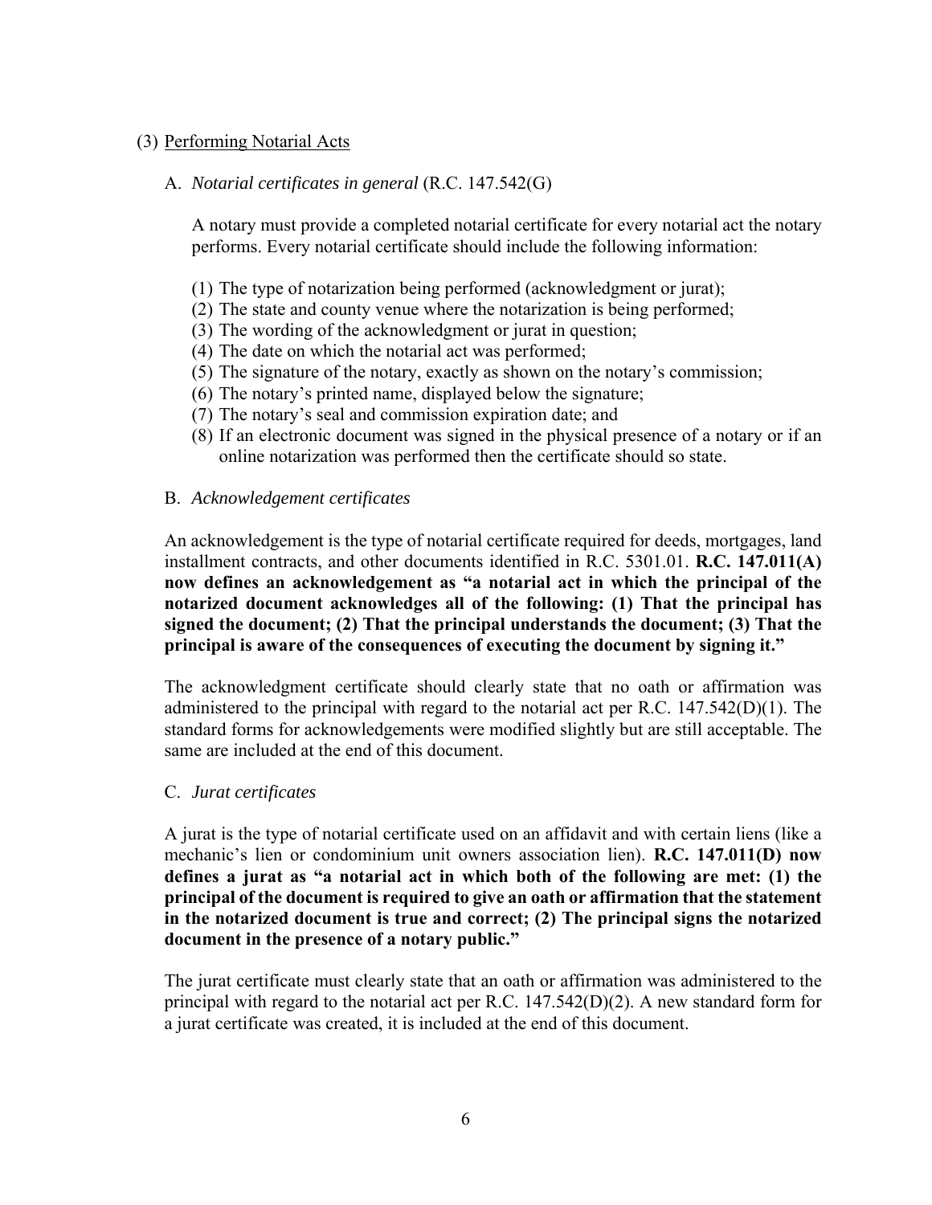(3) Performing Notarial Acts

A. *Notarial certificates in general* (R.C. 147.542(G)

A notary must provide a completed notarial certificate for every notarial act the notary performs. Every notarial certificate should include the following information:

(1) The type of notarization being performed (acknowledgment or jurat);
(2) The state and county venue where the notarization is being performed;
(3) The wording of the acknowledgment or jurat in question;
(4) The date on which the notarial act was performed;
(5) The signature of the notary, exactly as shown on the notary's commission;
(6) The notary's printed name, displayed below the signature;
(7) The notary's seal and commission expiration date; and
(8) If an electronic document was signed in the physical presence of a notary or if an online notarization was performed then the certificate should so state.

B. *Acknowledgement certificates*

An acknowledgement is the type of notarial certificate required for deeds, mortgages, land installment contracts, and other documents identified in R.C. 5301.01. **R.C. 147.011(A) now defines an acknowledgement as "a notarial act in which the principal of the notarized document acknowledges all of the following: (1) That the principal has signed the document; (2) That the principal understands the document; (3) That the principal is aware of the consequences of executing the document by signing it."**

The acknowledgment certificate should clearly state that no oath or affirmation was administered to the principal with regard to the notarial act per R.C. 147.542(D)(1). The standard forms for acknowledgements were modified slightly but are still acceptable. The same are included at the end of this document.

C. *Jurat certificates*

A jurat is the type of notarial certificate used on an affidavit and with certain liens (like a mechanic's lien or condominium unit owners association lien). **R.C. 147.011(D) now defines a jurat as "a notarial act in which both of the following are met: (1) the principal of the document is required to give an oath or affirmation that the statement in the notarized document is true and correct; (2) The principal signs the notarized document in the presence of a notary public."**

The jurat certificate must clearly state that an oath or affirmation was administered to the principal with regard to the notarial act per R.C. 147.542(D)(2). A new standard form for a jurat certificate was created, it is included at the end of this document.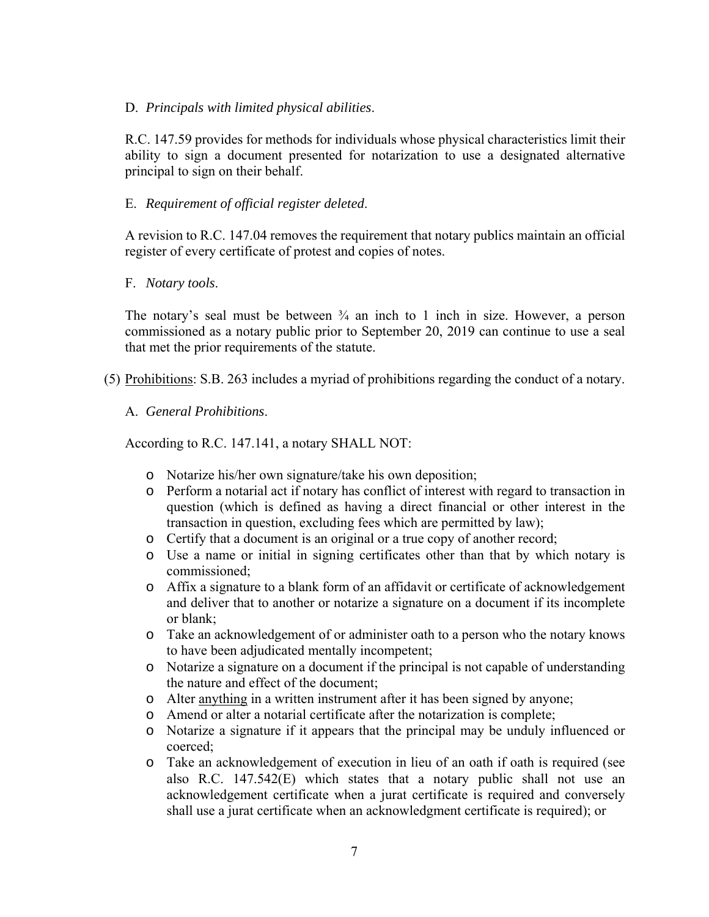D. *Principals with limited physical abilities*.

R.C. 147.59 provides for methods for individuals whose physical characteristics limit their ability to sign a document presented for notarization to use a designated alternative principal to sign on their behalf.

E. *Requirement of official register deleted*.

A revision to R.C. 147.04 removes the requirement that notary publics maintain an official register of every certificate of protest and copies of notes.

F. *Notary tools*.

The notary's seal must be between ¾ an inch to 1 inch in size. However, a person commissioned as a notary public prior to September 20, 2019 can continue to use a seal that met the prior requirements of the statute.

(5) Prohibitions: S.B. 263 includes a myriad of prohibitions regarding the conduct of a notary.

A. *General Prohibitions*.

According to R.C. 147.141, a notary SHALL NOT:

- Notarize his/her own signature/take his own deposition;
- Perform a notarial act if notary has conflict of interest with regard to transaction in question (which is defined as having a direct financial or other interest in the transaction in question, excluding fees which are permitted by law);
- Certify that a document is an original or a true copy of another record;
- Use a name or initial in signing certificates other than that by which notary is commissioned;
- Affix a signature to a blank form of an affidavit or certificate of acknowledgement and deliver that to another or notarize a signature on a document if its incomplete or blank;
- Take an acknowledgement of or administer oath to a person who the notary knows to have been adjudicated mentally incompetent;
- Notarize a signature on a document if the principal is not capable of understanding the nature and effect of the document;
- Alter anything in a written instrument after it has been signed by anyone;
- Amend or alter a notarial certificate after the notarization is complete;
- Notarize a signature if it appears that the principal may be unduly influenced or coerced;
- Take an acknowledgement of execution in lieu of an oath if oath is required (see also R.C. 147.542(E) which states that a notary public shall not use an acknowledgement certificate when a jurat certificate is required and conversely shall use a jurat certificate when an acknowledgment certificate is required); or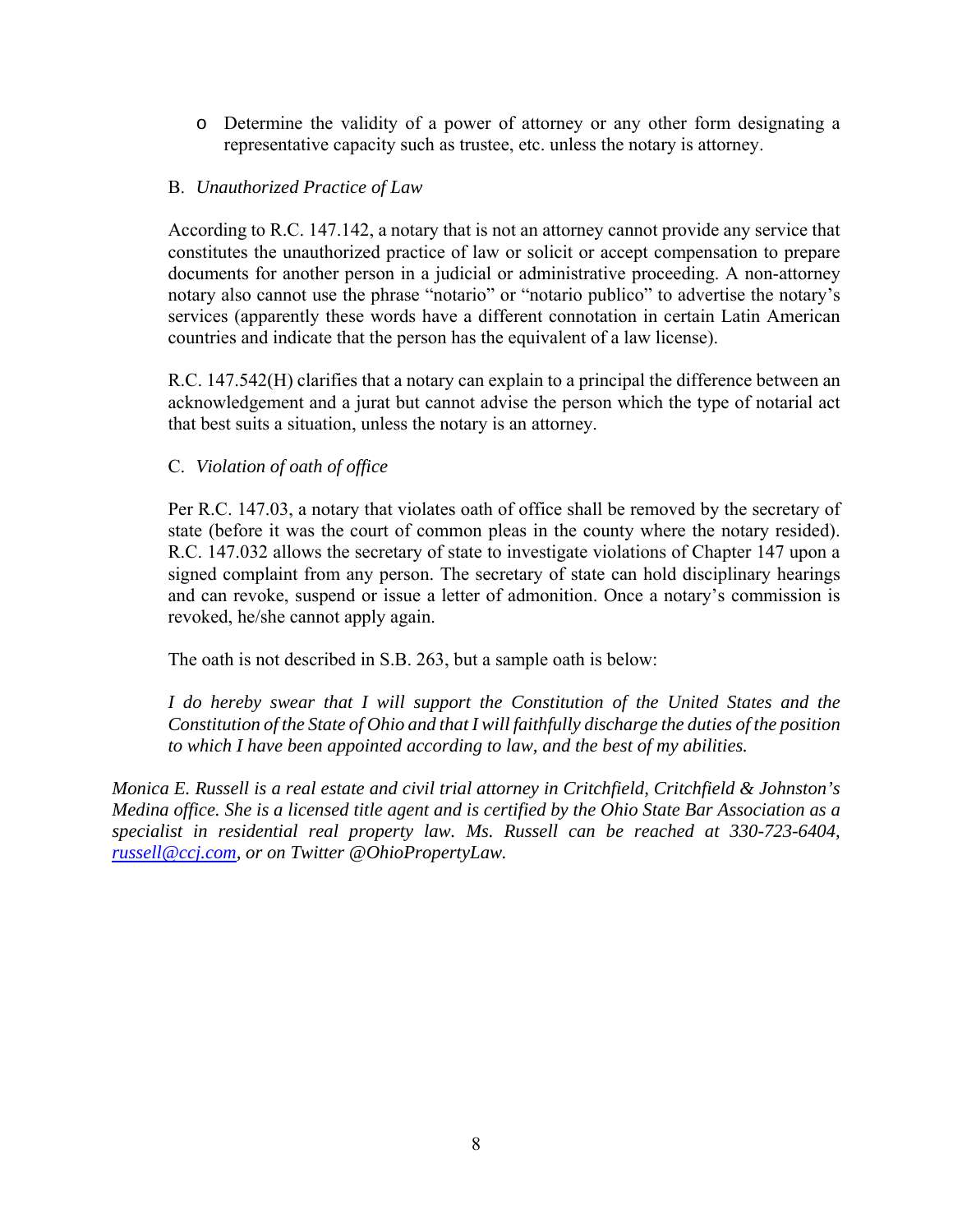- Determine the validity of a power of attorney or any other form designating a representative capacity such as trustee, etc. unless the notary is attorney.

B. *Unauthorized Practice of Law*

According to R.C. 147.142, a notary that is not an attorney cannot provide any service that constitutes the unauthorized practice of law or solicit or accept compensation to prepare documents for another person in a judicial or administrative proceeding. A non-attorney notary also cannot use the phrase "notario" or "notario publico" to advertise the notary's services (apparently these words have a different connotation in certain Latin American countries and indicate that the person has the equivalent of a law license).

R.C. 147.542(H) clarifies that a notary can explain to a principal the difference between an acknowledgement and a jurat but cannot advise the person which the type of notarial act that best suits a situation, unless the notary is an attorney.

C. *Violation of oath of office*

Per R.C. 147.03, a notary that violates oath of office shall be removed by the secretary of state (before it was the court of common pleas in the county where the notary resided). R.C. 147.032 allows the secretary of state to investigate violations of Chapter 147 upon a signed complaint from any person. The secretary of state can hold disciplinary hearings and can revoke, suspend or issue a letter of admonition. Once a notary's commission is revoked, he/she cannot apply again.

The oath is not described in S.B. 263, but a sample oath is below:

*I do hereby swear that I will support the Constitution of the United States and the Constitution of the State of Ohio and that I will faithfully discharge the duties of the position to which I have been appointed according to law, and the best of my abilities.*

*Monica E. Russell is a real estate and civil trial attorney in Critchfield, Critchfield & Johnston's Medina office. She is a licensed title agent and is certified by the Ohio State Bar Association as a specialist in residential real property law. Ms. Russell can be reached at 330-723-6404, [russell@ccj.com](mailto:russell@ccj.com), or on Twitter @OhioPropertyLaw.*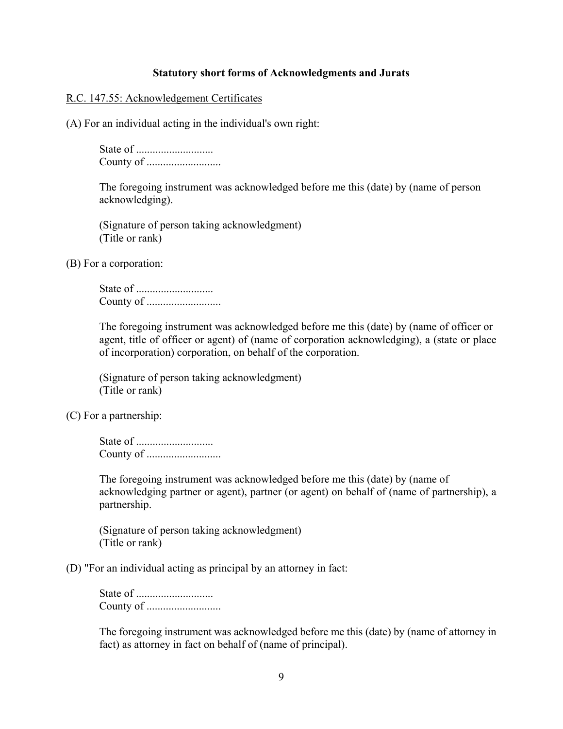**Statutory short forms of Acknowledgments and Jurats**

R.C. 147.55: Acknowledgement Certificates

(A) For an individual acting in the individual's own right:

> State of ...........................
> County of ..........................
>
> The foregoing instrument was acknowledged before me this (date) by (name of person acknowledging).
>
> (Signature of person taking acknowledgment)
> (Title or rank)

(B) For a corporation:

> State of ...........................
> County of ..........................
>
> The foregoing instrument was acknowledged before me this (date) by (name of officer or agent, title of officer or agent) of (name of corporation acknowledging), a (state or place of incorporation) corporation, on behalf of the corporation.
>
> (Signature of person taking acknowledgment)
> (Title or rank)

(C) For a partnership:

> State of ...........................
> County of ..........................
>
> The foregoing instrument was acknowledged before me this (date) by (name of acknowledging partner or agent), partner (or agent) on behalf of (name of partnership), a partnership.
>
> (Signature of person taking acknowledgment)
> (Title or rank)

(D) "For an individual acting as principal by an attorney in fact:

> State of ...........................
> County of ..........................
>
> The foregoing instrument was acknowledged before me this (date) by (name of attorney in fact) as attorney in fact on behalf of (name of principal).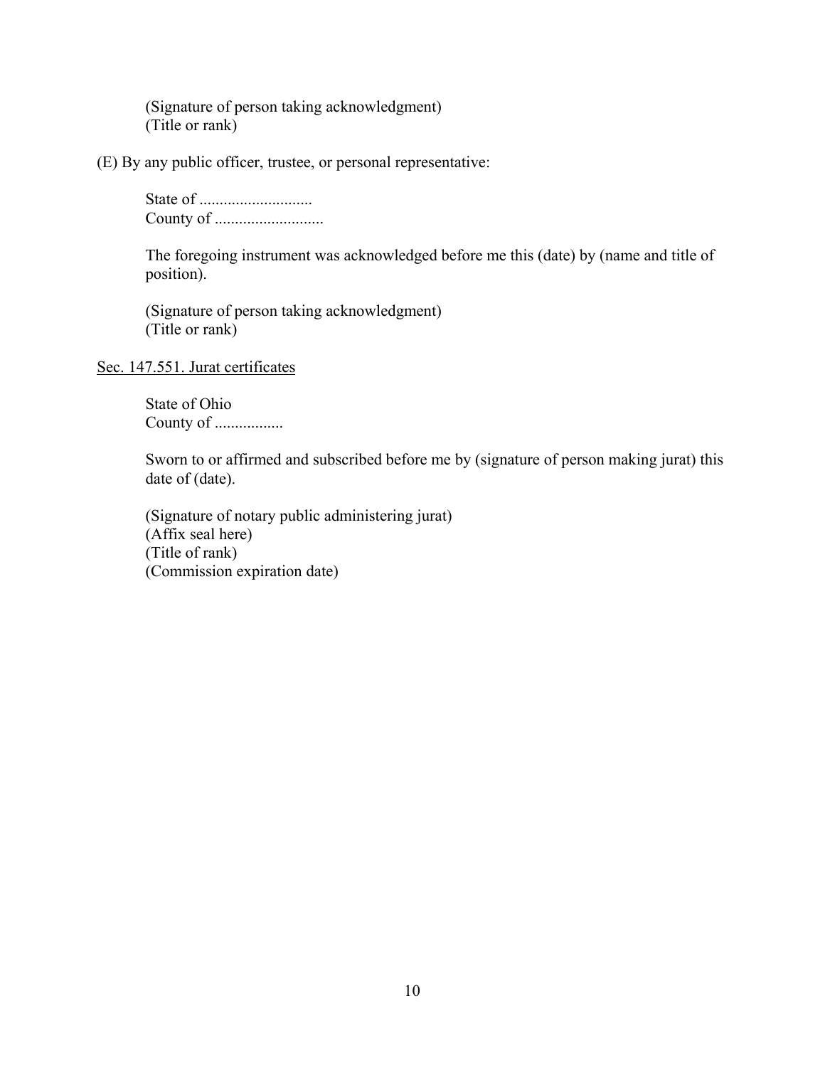(Signature of person taking acknowledgment)
(Title or rank)

(E) By any public officer, trustee, or personal representative:

State of ............................
County of ...........................

The foregoing instrument was acknowledged before me this (date) by (name and title of position).

(Signature of person taking acknowledgment)
(Title or rank)

<u>Sec. 147.551. Jurat certificates</u>

State of Ohio
County of .................

Sworn to or affirmed and subscribed before me by (signature of person making jurat) this date of (date).

(Signature of notary public administering jurat)
(Affix seal here)
(Title of rank)
(Commission expiration date)